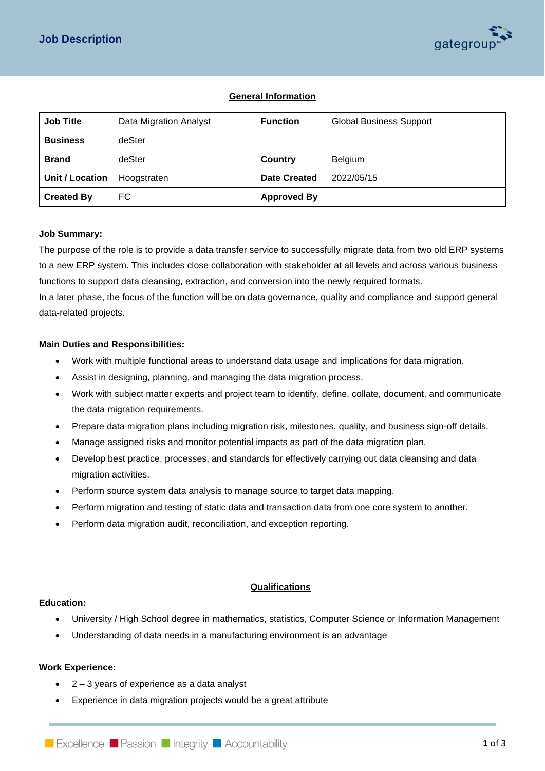# Job Description

## General Information

| Job Title | Data Migration Analyst | Function | Global Business Support |
|---|---|---|---|
| Business | deSter | | |
| Brand | deSter | Country | Belgium |
| Unit / Location | Hoogstraten | Date Created | 2022/05/15 |
| Created By | FC | Approved By | |

**Job Summary:**

The purpose of the role is to provide a data transfer service to successfully migrate data from two old ERP systems to a new ERP system. This includes close collaboration with stakeholder at all levels and across various business functions to support data cleansing, extraction, and conversion into the newly required formats.

In a later phase, the focus of the function will be on data governance, quality and compliance and support general data-related projects.

**Main Duties and Responsibilities:**

- Work with multiple functional areas to understand data usage and implications for data migration.
- Assist in designing, planning, and managing the data migration process.
- Work with subject matter experts and project team to identify, define, collate, document, and communicate the data migration requirements.
- Prepare data migration plans including migration risk, milestones, quality, and business sign-off details.
- Manage assigned risks and monitor potential impacts as part of the data migration plan.
- Develop best practice, processes, and standards for effectively carrying out data cleansing and data migration activities.
- Perform source system data analysis to manage source to target data mapping.
- Perform migration and testing of static data and transaction data from one core system to another.
- Perform data migration audit, reconciliation, and exception reporting.

## Qualifications

**Education:**

- University / High School degree in mathematics, statistics, Computer Science or Information Management
- Understanding of data needs in a manufacturing environment is an advantage

**Work Experience:**

- 2 – 3 years of experience as a data analyst
- Experience in data migration projects would be a great attribute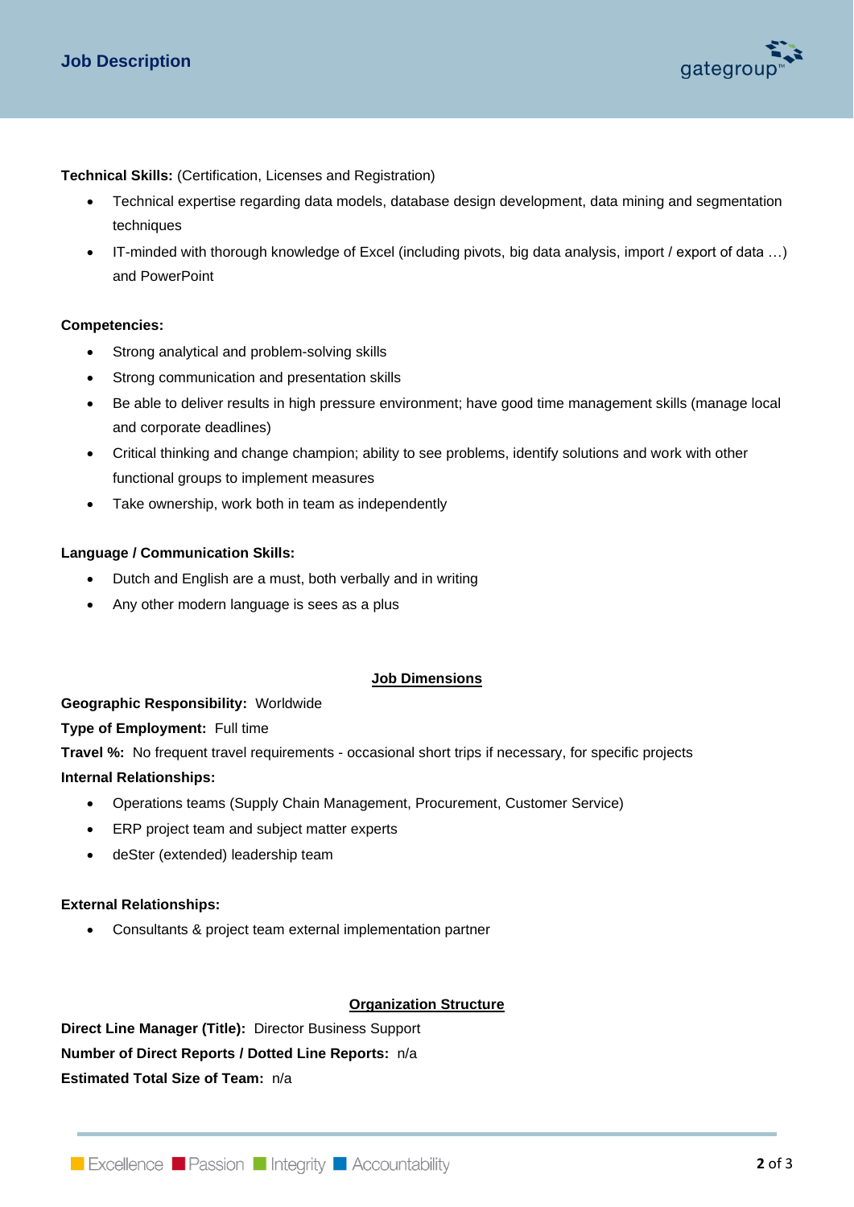**Technical Skills:** (Certification, Licenses and Registration)

- Technical expertise regarding data models, database design development, data mining and segmentation techniques
- IT-minded with thorough knowledge of Excel (including pivots, big data analysis, import / export of data …) and PowerPoint

**Competencies:**

- Strong analytical and problem-solving skills
- Strong communication and presentation skills
- Be able to deliver results in high pressure environment; have good time management skills (manage local and corporate deadlines)
- Critical thinking and change champion; ability to see problems, identify solutions and work with other functional groups to implement measures
- Take ownership, work both in team as independently

**Language / Communication Skills:**

- Dutch and English are a must, both verbally and in writing
- Any other modern language is sees as a plus

## Job Dimensions

**Geographic Responsibility:** Worldwide

**Type of Employment:** Full time

**Travel %:** No frequent travel requirements - occasional short trips if necessary, for specific projects

**Internal Relationships:**

- Operations teams (Supply Chain Management, Procurement, Customer Service)
- ERP project team and subject matter experts
- deSter (extended) leadership team

**External Relationships:**

- Consultants & project team external implementation partner

## Organization Structure

**Direct Line Manager (Title):** Director Business Support

**Number of Direct Reports / Dotted Line Reports:** n/a

**Estimated Total Size of Team:** n/a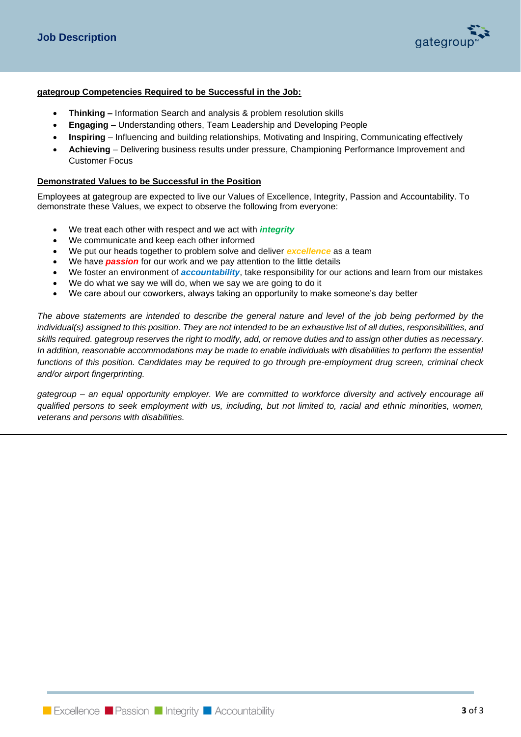**gategroup Competencies Required to be Successful in the Job:**

- **Thinking –** Information Search and analysis & problem resolution skills
- **Engaging –** Understanding others, Team Leadership and Developing People
- **Inspiring** – Influencing and building relationships, Motivating and Inspiring, Communicating effectively
- **Achieving** – Delivering business results under pressure, Championing Performance Improvement and Customer Focus

**Demonstrated Values to be Successful in the Position**

Employees at gategroup are expected to live our Values of Excellence, Integrity, Passion and Accountability. To demonstrate these Values, we expect to observe the following from everyone:

- We treat each other with respect and we act with ***integrity***
- We communicate and keep each other informed
- We put our heads together to problem solve and deliver ***excellence*** as a team
- We have ***passion*** for our work and we pay attention to the little details
- We foster an environment of ***accountability***, take responsibility for our actions and learn from our mistakes
- We do what we say we will do, when we say we are going to do it
- We care about our coworkers, always taking an opportunity to make someone's day better

*The above statements are intended to describe the general nature and level of the job being performed by the individual(s) assigned to this position. They are not intended to be an exhaustive list of all duties, responsibilities, and skills required. gategroup reserves the right to modify, add, or remove duties and to assign other duties as necessary. In addition, reasonable accommodations may be made to enable individuals with disabilities to perform the essential functions of this position. Candidates may be required to go through pre-employment drug screen, criminal check and/or airport fingerprinting.*

*gategroup – an equal opportunity employer. We are committed to workforce diversity and actively encourage all qualified persons to seek employment with us, including, but not limited to, racial and ethnic minorities, women, veterans and persons with disabilities.*